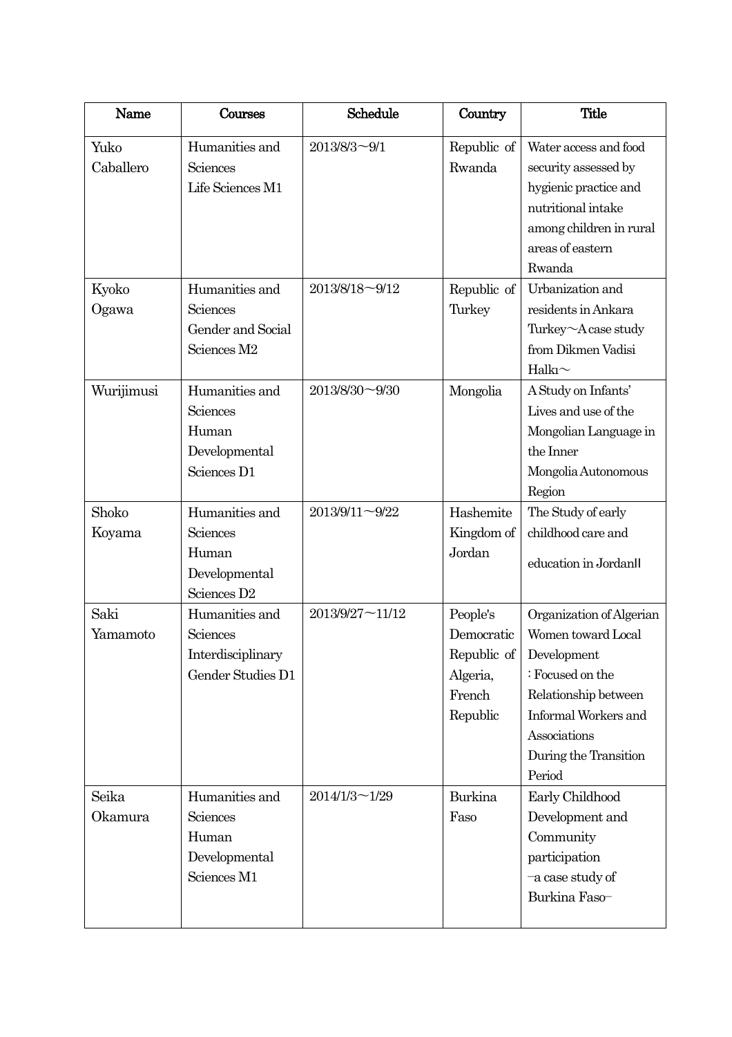| Name | Courses | Schedule | Country | Title |
| --- | --- | --- | --- | --- |
| Yuko Caballero | Humanities and Sciences Life Sciences M1 | 2013/8/3～9/1 | Republic of Rwanda | Water access and food security assessed by hygienic practice and nutritional intake among children in rural areas of eastern Rwanda |
| Kyoko Ogawa | Humanities and Sciences Gender and Social Sciences M2 | 2013/8/18～9/12 | Republic of Turkey | Urbanization and residents in Ankara Turkey～A case study from Dikmen Vadisi Halkı～ |
| Wurijimusi | Humanities and Sciences Human Developmental Sciences D1 | 2013/8/30～9/30 | Mongolia | A Study on Infants' Lives and use of the Mongolian Language in the Inner Mongolia Autonomous Region |
| Shoko Koyama | Humanities and Sciences Human Developmental Sciences D2 | 2013/9/11～9/22 | Hashemite Kingdom of Jordan | The Study of early childhood care and education in JordanII |
| Saki Yamamoto | Humanities and Sciences Interdisciplinary Gender Studies D1 | 2013/9/27～11/12 | People's Democratic Republic of Algeria, French Republic | Organization of Algerian Women toward Local Development : Focused on the Relationship between Informal Workers and Associations During the Transition Period |
| Seika Okamura | Humanities and Sciences Human Developmental Sciences M1 | 2014/1/3～1/29 | Burkina Faso | Early Childhood Development and Community participation –a case study of Burkina Faso– |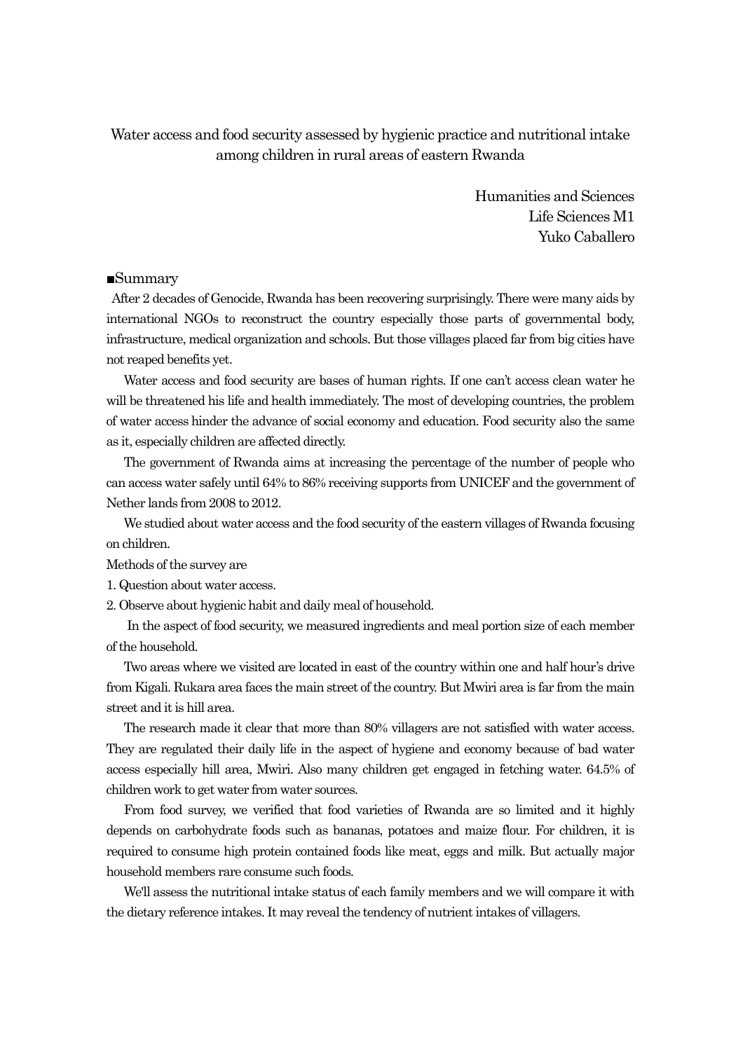# Water access and food security assessed by hygienic practice and nutritional intake among children in rural areas of eastern Rwanda

Humanities and Sciences
Life Sciences M1
Yuko Caballero

## ■Summary

After 2 decades of Genocide, Rwanda has been recovering surprisingly. There were many aids by international NGOs to reconstruct the country especially those parts of governmental body, infrastructure, medical organization and schools. But those villages placed far from big cities have not reaped benefits yet.

Water access and food security are bases of human rights. If one can't access clean water he will be threatened his life and health immediately. The most of developing countries, the problem of water access hinder the advance of social economy and education. Food security also the same as it, especially children are affected directly.

The government of Rwanda aims at increasing the percentage of the number of people who can access water safely until 64% to 86% receiving supports from UNICEF and the government of Nether lands from 2008 to 2012.

We studied about water access and the food security of the eastern villages of Rwanda focusing on children.

Methods of the survey are

1. Question about water access.
2. Observe about hygienic habit and daily meal of household.

In the aspect of food security, we measured ingredients and meal portion size of each member of the household.

Two areas where we visited are located in east of the country within one and half hour's drive from Kigali. Rukara area faces the main street of the country. But Mwiri area is far from the main street and it is hill area.

The research made it clear that more than 80% villagers are not satisfied with water access. They are regulated their daily life in the aspect of hygiene and economy because of bad water access especially hill area, Mwiri. Also many children get engaged in fetching water. 64.5% of children work to get water from water sources.

From food survey, we verified that food varieties of Rwanda are so limited and it highly depends on carbohydrate foods such as bananas, potatoes and maize flour. For children, it is required to consume high protein contained foods like meat, eggs and milk. But actually major household members rare consume such foods.

We'll assess the nutritional intake status of each family members and we will compare it with the dietary reference intakes. It may reveal the tendency of nutrient intakes of villagers.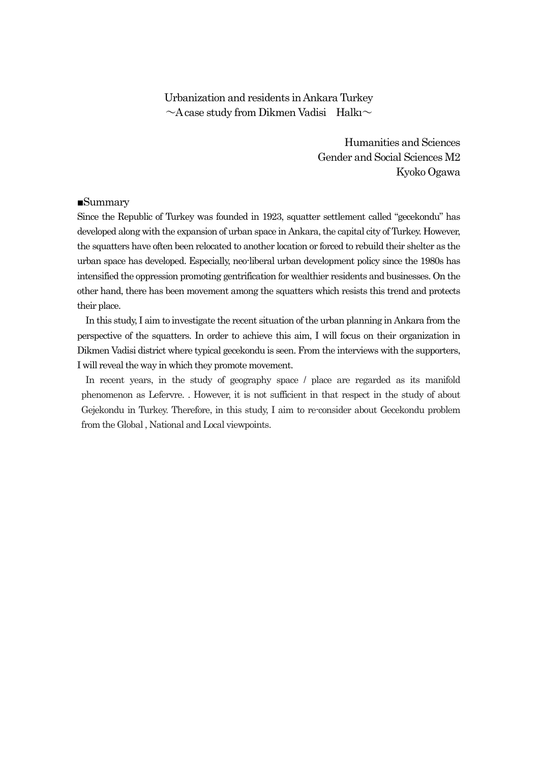# Urbanization and residents in Ankara Turkey
## ～A case study from Dikmen Vadisi　Halkı～

Humanities and Sciences
Gender and Social Sciences M2
Kyoko Ogawa

■Summary

Since the Republic of Turkey was founded in 1923, squatter settlement called "gecekondu" has developed along with the expansion of urban space in Ankara, the capital city of Turkey. However, the squatters have often been relocated to another location or forced to rebuild their shelter as the urban space has developed. Especially, neo-liberal urban development policy since the 1980s has intensified the oppression promoting gentrification for wealthier residents and businesses. On the other hand, there has been movement among the squatters which resists this trend and protects their place.

In this study, I aim to investigate the recent situation of the urban planning in Ankara from the perspective of the squatters. In order to achieve this aim, I will focus on their organization in Dikmen Vadisi district where typical gecekondu is seen. From the interviews with the supporters, I will reveal the way in which they promote movement.

In recent years, in the study of geography space / place are regarded as its manifold phenomenon as Lefervre. . However, it is not sufficient in that respect in the study of about Gejekondu in Turkey. Therefore, in this study, I aim to re-consider about Gecekondu problem from the Global , National and Local viewpoints.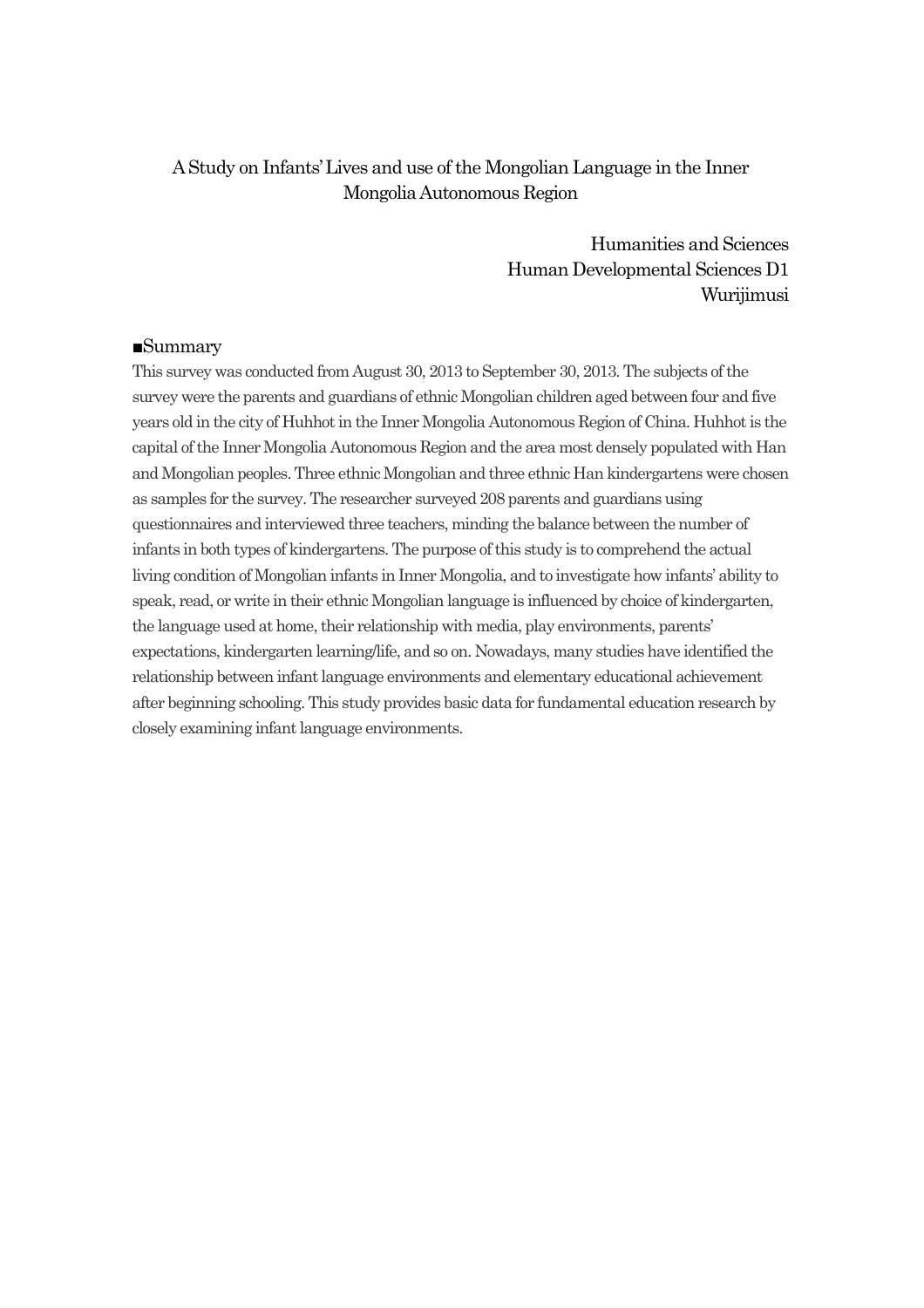# A Study on Infants' Lives and use of the Mongolian Language in the Inner Mongolia Autonomous Region

Humanities and Sciences
Human Developmental Sciences D1
Wurijimusi

## ■Summary

This survey was conducted from August 30, 2013 to September 30, 2013. The subjects of the survey were the parents and guardians of ethnic Mongolian children aged between four and five years old in the city of Huhhot in the Inner Mongolia Autonomous Region of China. Huhhot is the capital of the Inner Mongolia Autonomous Region and the area most densely populated with Han and Mongolian peoples. Three ethnic Mongolian and three ethnic Han kindergartens were chosen as samples for the survey. The researcher surveyed 208 parents and guardians using questionnaires and interviewed three teachers, minding the balance between the number of infants in both types of kindergartens. The purpose of this study is to comprehend the actual living condition of Mongolian infants in Inner Mongolia, and to investigate how infants' ability to speak, read, or write in their ethnic Mongolian language is influenced by choice of kindergarten, the language used at home, their relationship with media, play environments, parents' expectations, kindergarten learning/life, and so on. Nowadays, many studies have identified the relationship between infant language environments and elementary educational achievement after beginning schooling. This study provides basic data for fundamental education research by closely examining infant language environments.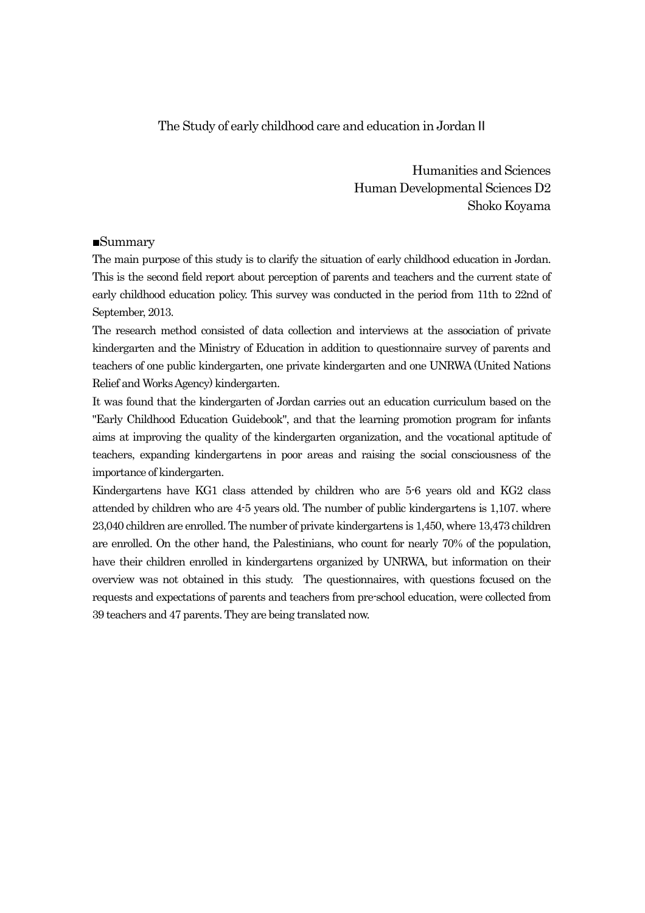# The Study of early childhood care and education in Jordan II

Humanities and Sciences
Human Developmental Sciences D2
Shoko Koyama

## ■Summary

The main purpose of this study is to clarify the situation of early childhood education in Jordan. This is the second field report about perception of parents and teachers and the current state of early childhood education policy. This survey was conducted in the period from 11th to 22nd of September, 2013.

The research method consisted of data collection and interviews at the association of private kindergarten and the Ministry of Education in addition to questionnaire survey of parents and teachers of one public kindergarten, one private kindergarten and one UNRWA (United Nations Relief and Works Agency) kindergarten.

It was found that the kindergarten of Jordan carries out an education curriculum based on the "Early Childhood Education Guidebook", and that the learning promotion program for infants aims at improving the quality of the kindergarten organization, and the vocational aptitude of teachers, expanding kindergartens in poor areas and raising the social consciousness of the importance of kindergarten.

Kindergartens have KG1 class attended by children who are 5-6 years old and KG2 class attended by children who are 4-5 years old. The number of public kindergartens is 1,107. where 23,040 children are enrolled. The number of private kindergartens is 1,450, where 13,473 children are enrolled. On the other hand, the Palestinians, who count for nearly 70% of the population, have their children enrolled in kindergartens organized by UNRWA, but information on their overview was not obtained in this study. The questionnaires, with questions focused on the requests and expectations of parents and teachers from pre-school education, were collected from 39 teachers and 47 parents. They are being translated now.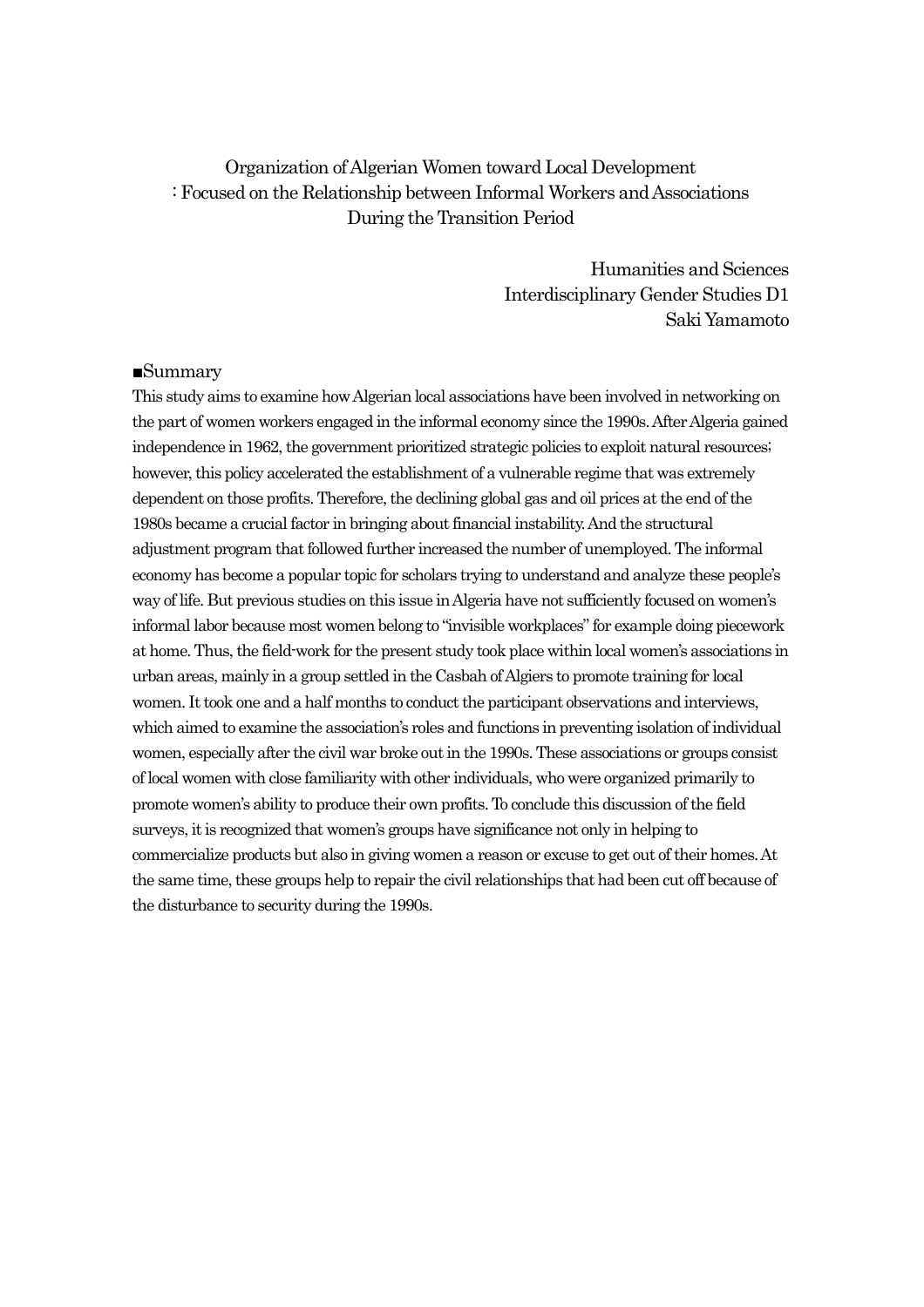# Organization of Algerian Women toward Local Development
## : Focused on the Relationship between Informal Workers and Associations During the Transition Period

Humanities and Sciences
Interdisciplinary Gender Studies D1
Saki Yamamoto

■Summary

This study aims to examine how Algerian local associations have been involved in networking on the part of women workers engaged in the informal economy since the 1990s. After Algeria gained independence in 1962, the government prioritized strategic policies to exploit natural resources; however, this policy accelerated the establishment of a vulnerable regime that was extremely dependent on those profits. Therefore, the declining global gas and oil prices at the end of the 1980s became a crucial factor in bringing about financial instability. And the structural adjustment program that followed further increased the number of unemployed. The informal economy has become a popular topic for scholars trying to understand and analyze these people's way of life. But previous studies on this issue in Algeria have not sufficiently focused on women's informal labor because most women belong to "invisible workplaces" for example doing piecework at home. Thus, the field-work for the present study took place within local women's associations in urban areas, mainly in a group settled in the Casbah of Algiers to promote training for local women. It took one and a half months to conduct the participant observations and interviews, which aimed to examine the association's roles and functions in preventing isolation of individual women, especially after the civil war broke out in the 1990s. These associations or groups consist of local women with close familiarity with other individuals, who were organized primarily to promote women's ability to produce their own profits. To conclude this discussion of the field surveys, it is recognized that women's groups have significance not only in helping to commercialize products but also in giving women a reason or excuse to get out of their homes. At the same time, these groups help to repair the civil relationships that had been cut off because of the disturbance to security during the 1990s.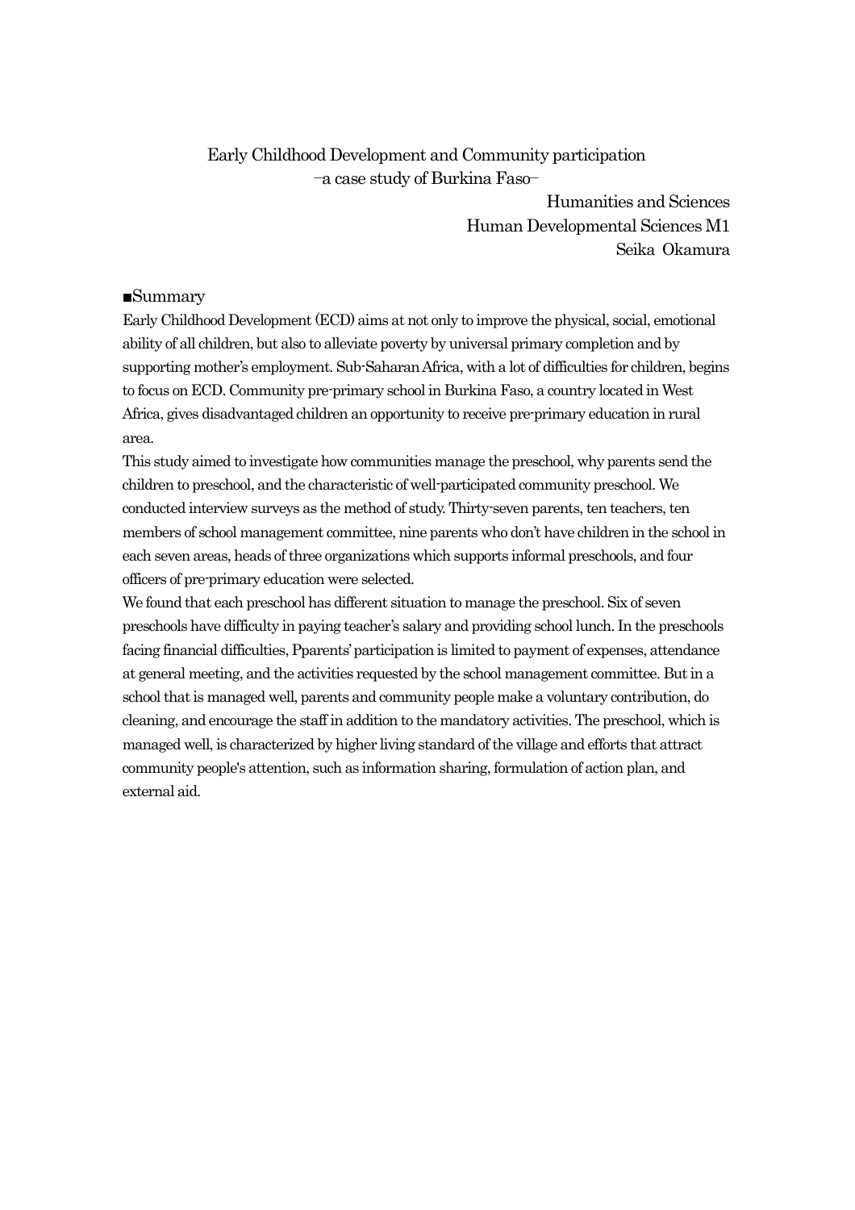# Early Childhood Development and Community participation
## –a case study of Burkina Faso–

Humanities and Sciences
Human Developmental Sciences M1
Seika Okamura

## ■Summary

Early Childhood Development (ECD) aims at not only to improve the physical, social, emotional ability of all children, but also to alleviate poverty by universal primary completion and by supporting mother's employment. Sub-Saharan Africa, with a lot of difficulties for children, begins to focus on ECD. Community pre-primary school in Burkina Faso, a country located in West Africa, gives disadvantaged children an opportunity to receive pre-primary education in rural area.

This study aimed to investigate how communities manage the preschool, why parents send the children to preschool, and the characteristic of well-participated community preschool. We conducted interview surveys as the method of study. Thirty-seven parents, ten teachers, ten members of school management committee, nine parents who don't have children in the school in each seven areas, heads of three organizations which supports informal preschools, and four officers of pre-primary education were selected.

We found that each preschool has different situation to manage the preschool. Six of seven preschools have difficulty in paying teacher's salary and providing school lunch. In the preschools facing financial difficulties, Pparents' participation is limited to payment of expenses, attendance at general meeting, and the activities requested by the school management committee. But in a school that is managed well, parents and community people make a voluntary contribution, do cleaning, and encourage the staff in addition to the mandatory activities. The preschool, which is managed well, is characterized by higher living standard of the village and efforts that attract community people's attention, such as information sharing, formulation of action plan, and external aid.